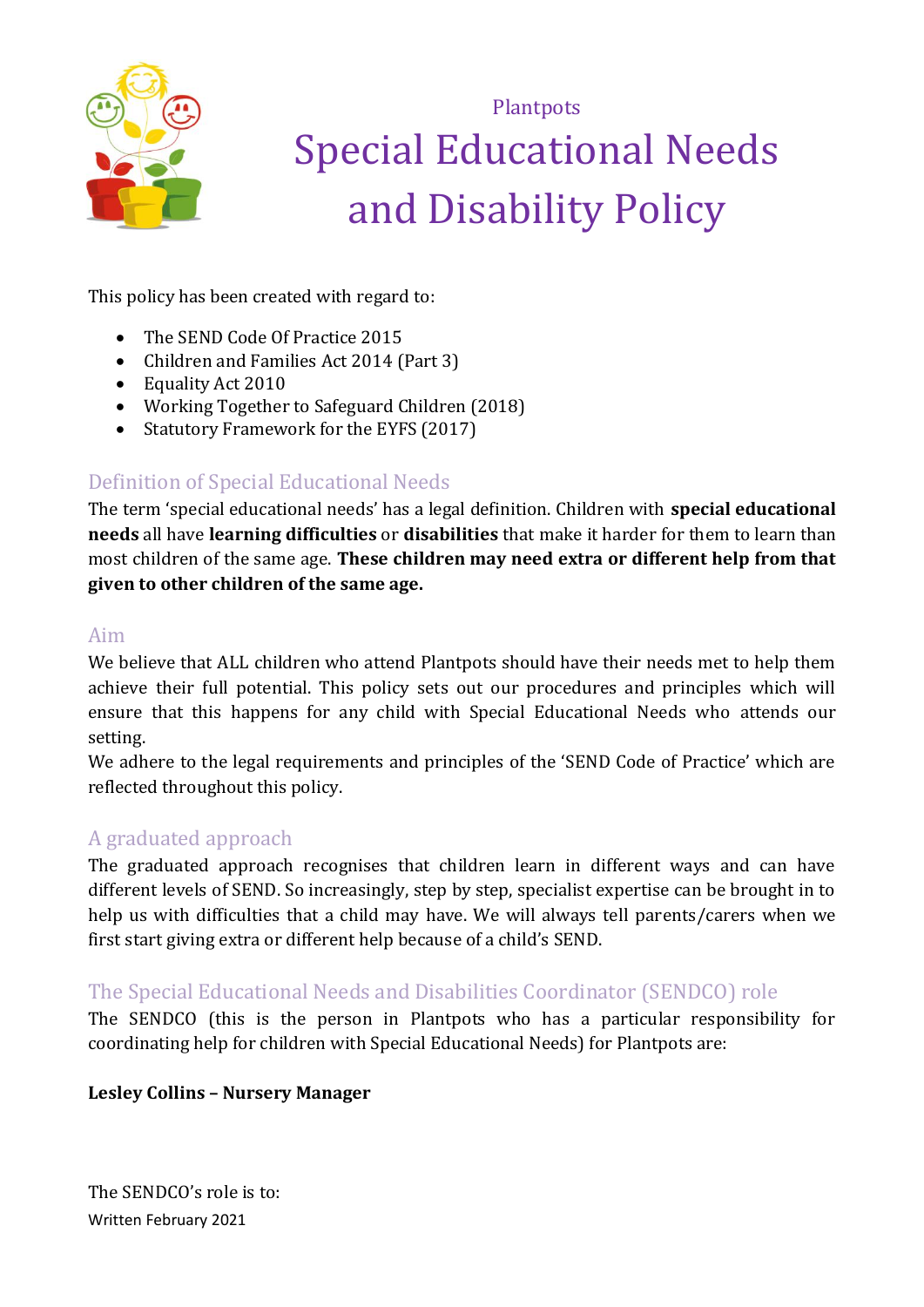Plantpots

# Special Educational Needs and Disability Policy

This policy has been created with regard to:

- The SEND Code Of Practice 2015
- Children and Families Act 2014 (Part 3)
- Equality Act 2010
- Working Together to Safeguard Children (2018)
- Statutory Framework for the EYFS (2017)

## Definition of Special Educational Needs

The term 'special educational needs' has a legal definition. Children with **special educational needs** all have **learning difficulties** or **disabilities** that make it harder for them to learn than most children of the same age. **These children may need extra or different help from that given to other children of the same age.**

## Aim

We believe that ALL children who attend Plantpots should have their needs met to help them achieve their full potential. This policy sets out our procedures and principles which will ensure that this happens for any child with Special Educational Needs who attends our setting.

We adhere to the legal requirements and principles of the 'SEND Code of Practice' which are reflected throughout this policy.

## A graduated approach

The graduated approach recognises that children learn in different ways and can have different levels of SEND. So increasingly, step by step, specialist expertise can be brought in to help us with difficulties that a child may have. We will always tell parents/carers when we first start giving extra or different help because of a child's SEND.

## The Special Educational Needs and Disabilities Coordinator (SENDCO) role

The SENDCO (this is the person in Plantpots who has a particular responsibility for coordinating help for children with Special Educational Needs) for Plantpots are:

**Lesley Collins – Nursery Manager**

The SENDCO's role is to: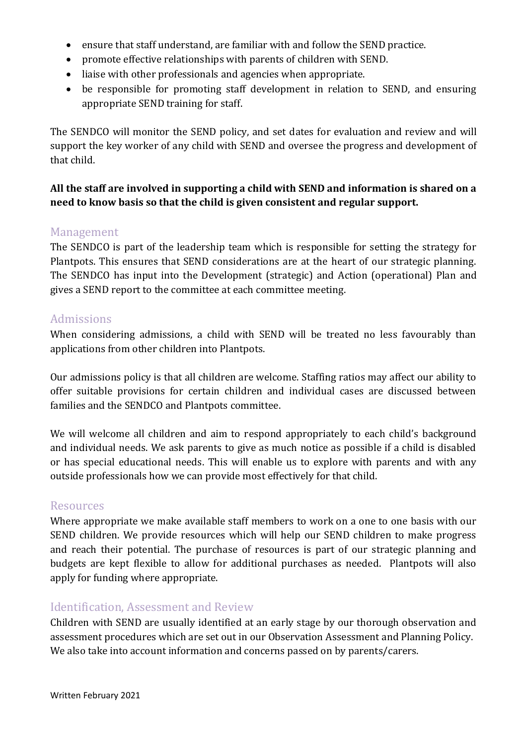- ensure that staff understand, are familiar with and follow the SEND practice.
- promote effective relationships with parents of children with SEND.
- liaise with other professionals and agencies when appropriate.
- be responsible for promoting staff development in relation to SEND, and ensuring appropriate SEND training for staff.

The SENDCO will monitor the SEND policy, and set dates for evaluation and review and will support the key worker of any child with SEND and oversee the progress and development of that child.

**All the staff are involved in supporting a child with SEND and information is shared on a need to know basis so that the child is given consistent and regular support.**

## Management

The SENDCO is part of the leadership team which is responsible for setting the strategy for Plantpots. This ensures that SEND considerations are at the heart of our strategic planning. The SENDCO has input into the Development (strategic) and Action (operational) Plan and gives a SEND report to the committee at each committee meeting.

## Admissions

When considering admissions, a child with SEND will be treated no less favourably than applications from other children into Plantpots.

Our admissions policy is that all children are welcome. Staffing ratios may affect our ability to offer suitable provisions for certain children and individual cases are discussed between families and the SENDCO and Plantpots committee.

We will welcome all children and aim to respond appropriately to each child's background and individual needs. We ask parents to give as much notice as possible if a child is disabled or has special educational needs. This will enable us to explore with parents and with any outside professionals how we can provide most effectively for that child.

## Resources

Where appropriate we make available staff members to work on a one to one basis with our SEND children. We provide resources which will help our SEND children to make progress and reach their potential. The purchase of resources is part of our strategic planning and budgets are kept flexible to allow for additional purchases as needed. Plantpots will also apply for funding where appropriate.

## Identification, Assessment and Review

Children with SEND are usually identified at an early stage by our thorough observation and assessment procedures which are set out in our Observation Assessment and Planning Policy. We also take into account information and concerns passed on by parents/carers.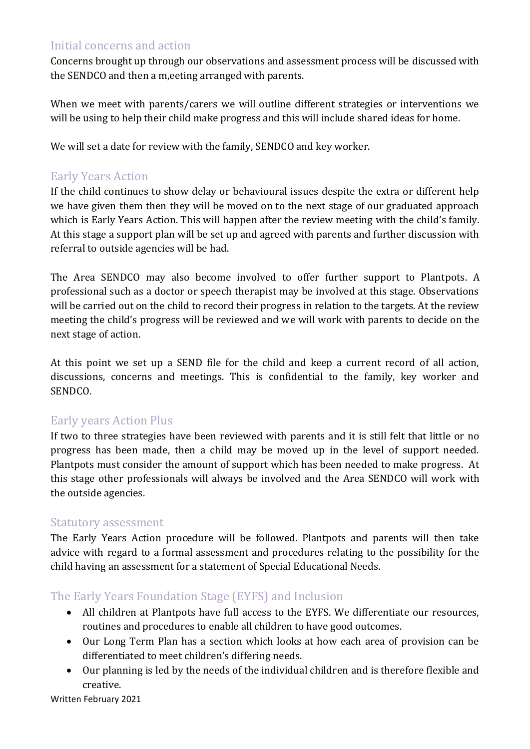## Initial concerns and action

Concerns brought up through our observations and assessment process will be discussed with the SENDCO and then a m,eeting arranged with parents.

When we meet with parents/carers we will outline different strategies or interventions we will be using to help their child make progress and this will include shared ideas for home.

We will set a date for review with the family, SENDCO and key worker.

## Early Years Action

If the child continues to show delay or behavioural issues despite the extra or different help we have given them then they will be moved on to the next stage of our graduated approach which is Early Years Action. This will happen after the review meeting with the child's family. At this stage a support plan will be set up and agreed with parents and further discussion with referral to outside agencies will be had.

The Area SENDCO may also become involved to offer further support to Plantpots. A professional such as a doctor or speech therapist may be involved at this stage. Observations will be carried out on the child to record their progress in relation to the targets. At the review meeting the child's progress will be reviewed and we will work with parents to decide on the next stage of action.

At this point we set up a SEND file for the child and keep a current record of all action, discussions, concerns and meetings. This is confidential to the family, key worker and SENDCO.

## Early years Action Plus

If two to three strategies have been reviewed with parents and it is still felt that little or no progress has been made, then a child may be moved up in the level of support needed. Plantpots must consider the amount of support which has been needed to make progress. At this stage other professionals will always be involved and the Area SENDCO will work with the outside agencies.

## Statutory assessment

The Early Years Action procedure will be followed. Plantpots and parents will then take advice with regard to a formal assessment and procedures relating to the possibility for the child having an assessment for a statement of Special Educational Needs.

## The Early Years Foundation Stage (EYFS) and Inclusion

- All children at Plantpots have full access to the EYFS. We differentiate our resources, routines and procedures to enable all children to have good outcomes.
- Our Long Term Plan has a section which looks at how each area of provision can be differentiated to meet children's differing needs.
- Our planning is led by the needs of the individual children and is therefore flexible and creative.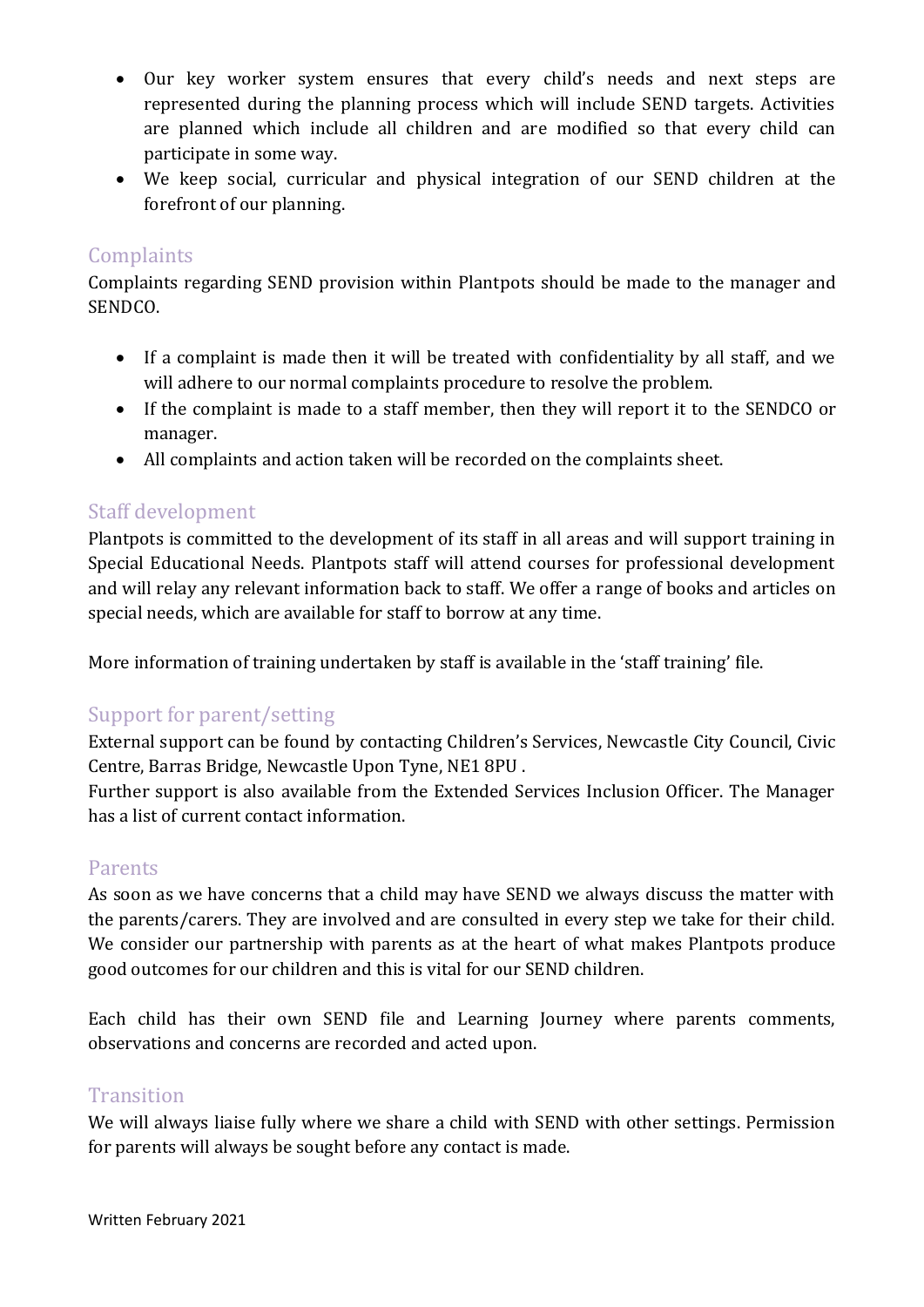- Our key worker system ensures that every child's needs and next steps are represented during the planning process which will include SEND targets. Activities are planned which include all children and are modified so that every child can participate in some way.
- We keep social, curricular and physical integration of our SEND children at the forefront of our planning.

## Complaints

Complaints regarding SEND provision within Plantpots should be made to the manager and SENDCO.

- If a complaint is made then it will be treated with confidentiality by all staff, and we will adhere to our normal complaints procedure to resolve the problem.
- If the complaint is made to a staff member, then they will report it to the SENDCO or manager.
- All complaints and action taken will be recorded on the complaints sheet.

## Staff development

Plantpots is committed to the development of its staff in all areas and will support training in Special Educational Needs. Plantpots staff will attend courses for professional development and will relay any relevant information back to staff. We offer a range of books and articles on special needs, which are available for staff to borrow at any time.

More information of training undertaken by staff is available in the 'staff training' file.

## Support for parent/setting

External support can be found by contacting Children's Services, Newcastle City Council, Civic Centre, Barras Bridge, Newcastle Upon Tyne, NE1 8PU .
Further support is also available from the Extended Services Inclusion Officer. The Manager has a list of current contact information.

## Parents

As soon as we have concerns that a child may have SEND we always discuss the matter with the parents/carers. They are involved and are consulted in every step we take for their child. We consider our partnership with parents as at the heart of what makes Plantpots produce good outcomes for our children and this is vital for our SEND children.

Each child has their own SEND file and Learning Journey where parents comments, observations and concerns are recorded and acted upon.

## Transition

We will always liaise fully where we share a child with SEND with other settings. Permission for parents will always be sought before any contact is made.

Written February 2021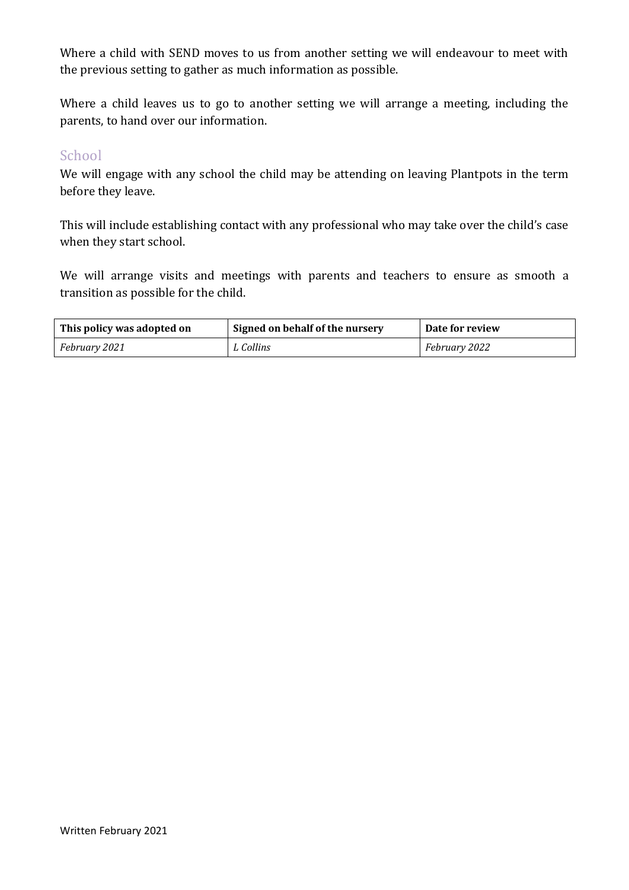Where a child with SEND moves to us from another setting we will endeavour to meet with the previous setting to gather as much information as possible.

Where a child leaves us to go to another setting we will arrange a meeting, including the parents, to hand over our information.

## School

We will engage with any school the child may be attending on leaving Plantpots in the term before they leave.

This will include establishing contact with any professional who may take over the child's case when they start school.

We will arrange visits and meetings with parents and teachers to ensure as smooth a transition as possible for the child.

| This policy was adopted on | Signed on behalf of the nursery | Date for review |
| --- | --- | --- |
| *February 2021* | *L Collins* | *February 2022* |

Written February 2021